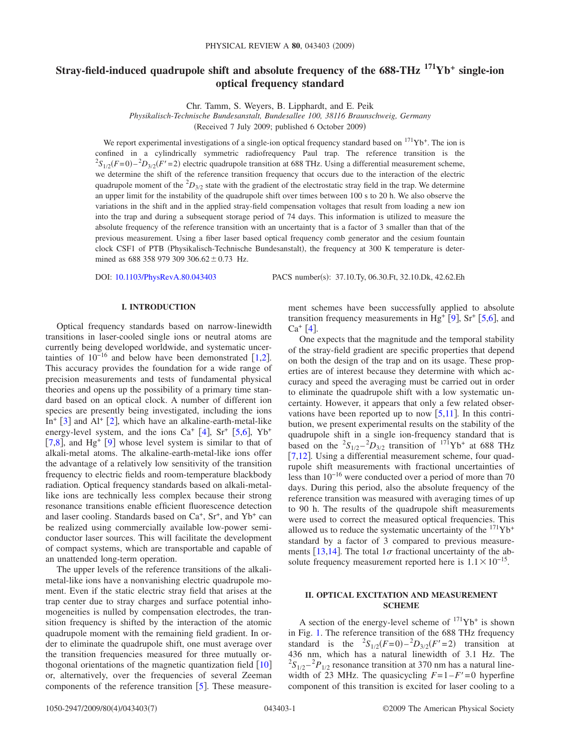# Stray-field-induced quadrupole shift and absolute frequency of the 688-THz $^{171}$Yb$^{+}$ single-ion optical frequency standard

Chr. Tamm, S. Weyers, B. Lipphardt, and E. Peik

*Physikalisch-Technische Bundesanstalt, Bundesallee 100, 38116 Braunschweig, Germany*

(Received 7 July 2009; published 6 October 2009)

We report experimental investigations of a single-ion optical frequency standard based on $^{171}$Yb$^{+}$. The ion is confined in a cylindrically symmetric radiofrequency Paul trap. The reference transition is the $^2S_{1/2}(F=0)-{}^2D_{3/2}(F'=2)$ electric quadrupole transition at 688 THz. Using a differential measurement scheme, we determine the shift of the reference transition frequency that occurs due to the interaction of the electric quadrupole moment of the $^2D_{3/2}$ state with the gradient of the electrostatic stray field in the trap. We determine an upper limit for the instability of the quadrupole shift over times between 100 s to 20 h. We also observe the variations in the shift and in the applied stray-field compensation voltages that result from loading a new ion into the trap and during a subsequent storage period of 74 days. This information is utilized to measure the absolute frequency of the reference transition with an uncertainty that is a factor of 3 smaller than that of the previous measurement. Using a fiber laser based optical frequency comb generator and the cesium fountain clock CSF1 of PTB (Physikalisch-Technische Bundesanstalt), the frequency at 300 K temperature is determined as 688 358 979 309 306.62 ± 0.73 Hz.

DOI: 10.1103/PhysRevA.80.043403 PACS number(s): 37.10.Ty, 06.30.Ft, 32.10.Dk, 42.62.Eh

## I. INTRODUCTION

Optical frequency standards based on narrow-linewidth transitions in laser-cooled single ions or neutral atoms are currently being developed worldwide, and systematic uncertainties of $10^{-16}$ and below have been demonstrated [1,2]. This accuracy provides the foundation for a wide range of precision measurements and tests of fundamental physical theories and opens up the possibility of a primary time standard based on an optical clock. A number of different ion species are presently being investigated, including the ions In$^{+}$ [3] and Al$^{+}$ [2], which have an alkaline-earth-metal-like energy-level system, and the ions Ca$^{+}$ [4], Sr$^{+}$ [5,6], Yb$^{+}$ [7,8], and Hg$^{+}$ [9] whose level system is similar to that of alkali-metal atoms. The alkaline-earth-metal-like ions offer the advantage of a relatively low sensitivity of the transition frequency to electric fields and room-temperature blackbody radiation. Optical frequency standards based on alkali-metal-like ions are technically less complex because their strong resonance transitions enable efficient fluorescence detection and laser cooling. Standards based on Ca$^{+}$, Sr$^{+}$, and Yb$^{+}$ can be realized using commercially available low-power semiconductor laser sources. This will facilitate the development of compact systems, which are transportable and capable of an unattended long-term operation.

The upper levels of the reference transitions of the alkali-metal-like ions have a nonvanishing electric quadrupole moment. Even if the static electric stray field that arises at the trap center due to stray charges and surface potential inhomogeneities is nulled by compensation electrodes, the transition frequency is shifted by the interaction of the atomic quadrupole moment with the remaining field gradient. In order to eliminate the quadrupole shift, one must average over the transition frequencies measured for three mutually orthogonal orientations of the magnetic quantization field [10] or, alternatively, over the frequencies of several Zeeman components of the reference transition [5]. These measurement schemes have been successfully applied to absolute transition frequency measurements in Hg$^{+}$ [9], Sr$^{+}$ [5,6], and Ca$^{+}$ [4].

One expects that the magnitude and the temporal stability of the stray-field gradient are specific properties that depend on both the design of the trap and on its usage. These properties are of interest because they determine with which accuracy and speed the averaging must be carried out in order to eliminate the quadrupole shift with a low systematic uncertainty. However, it appears that only a few related observations have been reported up to now [5,11]. In this contribution, we present experimental results on the stability of the quadrupole shift in a single ion-frequency standard that is based on the $^2S_{1/2}-{}^2D_{3/2}$ transition of $^{171}$Yb$^{+}$ at 688 THz [7,12]. Using a differential measurement scheme, four quadrupole shift measurements with fractional uncertainties of less than $10^{-16}$ were conducted over a period of more than 70 days. During this period, also the absolute frequency of the reference transition was measured with averaging times of up to 90 h. The results of the quadrupole shift measurements were used to correct the measured optical frequencies. This allowed us to reduce the systematic uncertainty of the $^{171}$Yb$^{+}$ standard by a factor of 3 compared to previous measurements [13,14]. The total 1$\sigma$ fractional uncertainty of the absolute frequency measurement reported here is $1.1\times10^{-15}$.

## II. OPTICAL EXCITATION AND MEASUREMENT SCHEME

A section of the energy-level scheme of $^{171}$Yb$^{+}$ is shown in Fig. 1. The reference transition of the 688 THz frequency standard is the $^2S_{1/2}(F=0)-{}^2D_{3/2}(F'=2)$ transition at 436 nm, which has a natural linewidth of 3.1 Hz. The $^2S_{1/2}-{}^2P_{1/2}$ resonance transition at 370 nm has a natural linewidth of 23 MHz. The quasicycling $F=1-F'=0$ hyperfine component of this transition is excited for laser cooling to a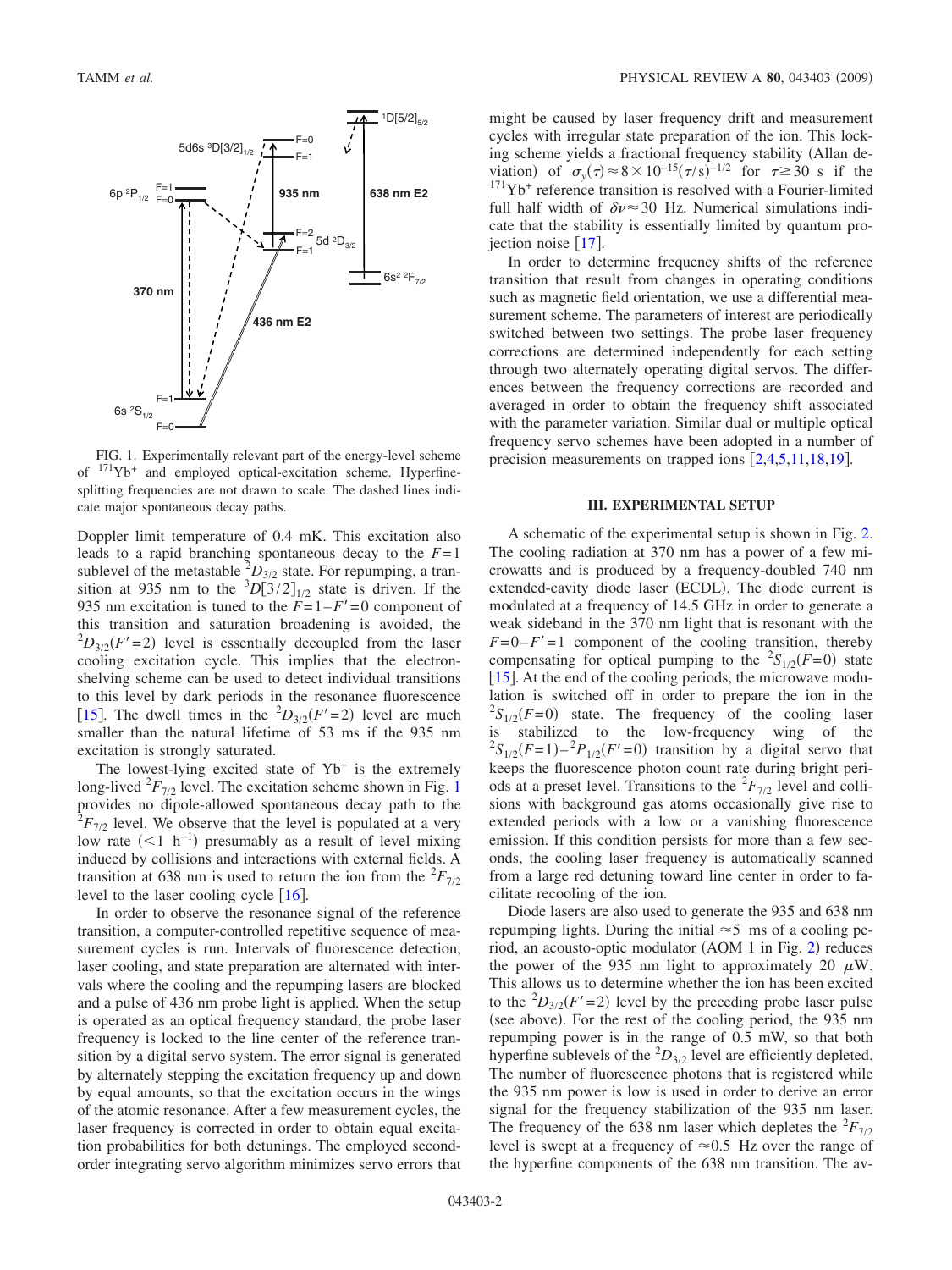FIG. 1. Experimentally relevant part of the energy-level scheme of $^{171}$Yb$^{+}$ and employed optical-excitation scheme. Hyperfine-splitting frequencies are not drawn to scale. The dashed lines indicate major spontaneous decay paths.

Doppler limit temperature of 0.4 mK. This excitation also leads to a rapid branching spontaneous decay to the $F=1$ sublevel of the metastable $^2D_{3/2}$ state. For repumping, a transition at 935 nm to the $^3D[3/2]_{1/2}$ state is driven. If the 935 nm excitation is tuned to the $F=1-F'=0$ component of this transition and saturation broadening is avoided, the $^2D_{3/2}(F'=2)$ level is essentially decoupled from the laser cooling excitation cycle. This implies that the electron-shelving scheme can be used to detect individual transitions to this level by dark periods in the resonance fluorescence [15]. The dwell times in the $^2D_{3/2}(F'=2)$ level are much smaller than the natural lifetime of 53 ms if the 935 nm excitation is strongly saturated.

The lowest-lying excited state of Yb$^+$ is the extremely long-lived $^2F_{7/2}$ level. The excitation scheme shown in Fig. 1 provides no dipole-allowed spontaneous decay path to the $^2F_{7/2}$ level. We observe that the level is populated at a very low rate ($<1$ h$^{-1}$) presumably as a result of level mixing induced by collisions and interactions with external fields. A transition at 638 nm is used to return the ion from the $^2F_{7/2}$ level to the laser cooling cycle [16].

In order to observe the resonance signal of the reference transition, a computer-controlled repetitive sequence of measurement cycles is run. Intervals of fluorescence detection, laser cooling, and state preparation are alternated with intervals where the cooling and the repumping lasers are blocked and a pulse of 436 nm probe light is applied. When the setup is operated as an optical frequency standard, the probe laser frequency is locked to the line center of the reference transition by a digital servo system. The error signal is generated by alternately stepping the excitation frequency up and down by equal amounts, so that the excitation occurs in the wings of the atomic resonance. After a few measurement cycles, the laser frequency is corrected in order to obtain equal excitation probabilities for both detunings. The employed second-order integrating servo algorithm minimizes servo errors that might be caused by laser frequency drift and measurement cycles with irregular state preparation of the ion. This locking scheme yields a fractional frequency stability (Allan deviation) of $\sigma_y(\tau) \approx 8 \times 10^{-15}(\tau/\text{s})^{-1/2}$ for $\tau \gtrsim 30$ s if the $^{171}$Yb$^+$ reference transition is resolved with a Fourier-limited full half width of $\delta\nu \approx 30$ Hz. Numerical simulations indicate that the stability is essentially limited by quantum projection noise [17].

In order to determine frequency shifts of the reference transition that result from changes in operating conditions such as magnetic field orientation, we use a differential measurement scheme. The parameters of interest are periodically switched between two settings. The probe laser frequency corrections are determined independently for each setting through two alternately operating digital servos. The differences between the frequency corrections are recorded and averaged in order to obtain the frequency shift associated with the parameter variation. Similar dual or multiple optical frequency servo schemes have been adopted in a number of precision measurements on trapped ions [2,4,5,11,18,19].

## III. EXPERIMENTAL SETUP

A schematic of the experimental setup is shown in Fig. 2. The cooling radiation at 370 nm has a power of a few microwatts and is produced by a frequency-doubled 740 nm extended-cavity diode laser (ECDL). The diode current is modulated at a frequency of 14.5 GHz in order to generate a weak sideband in the 370 nm light that is resonant with the $F=0-F'=1$ component of the cooling transition, thereby compensating for optical pumping to the $^2S_{1/2}(F=0)$ state [15]. At the end of the cooling periods, the microwave modulation is switched off in order to prepare the ion in the $^2S_{1/2}(F=0)$ state. The frequency of the cooling laser is stabilized to the low-frequency wing of the $^2S_{1/2}(F=1)-^2P_{1/2}(F'=0)$ transition by a digital servo that keeps the fluorescence photon count rate during bright periods at a preset level. Transitions to the $^2F_{7/2}$ level and collisions with background gas atoms occasionally give rise to extended periods with a low or a vanishing fluorescence emission. If this condition persists for more than a few seconds, the cooling laser frequency is automatically scanned from a large red detuning toward line center in order to facilitate recooling of the ion.

Diode lasers are also used to generate the 935 and 638 nm repumping lights. During the initial $\approx 5$ ms of a cooling period, an acousto-optic modulator (AOM 1 in Fig. 2) reduces the power of the 935 nm light to approximately 20 $\mu$W. This allows us to determine whether the ion has been excited to the $^2D_{3/2}(F'=2)$ level by the preceding probe laser pulse (see above). For the rest of the cooling period, the 935 nm repumping power is in the range of 0.5 mW, so that both hyperfine sublevels of the $^2D_{3/2}$ level are efficiently depleted. The number of fluorescence photons that is registered while the 935 nm power is low is used in order to derive an error signal for the frequency stabilization of the 935 nm laser. The frequency of the 638 nm laser which depletes the $^2F_{7/2}$ level is swept at a frequency of $\approx 0.5$ Hz over the range of the hyperfine components of the 638 nm transition. The av-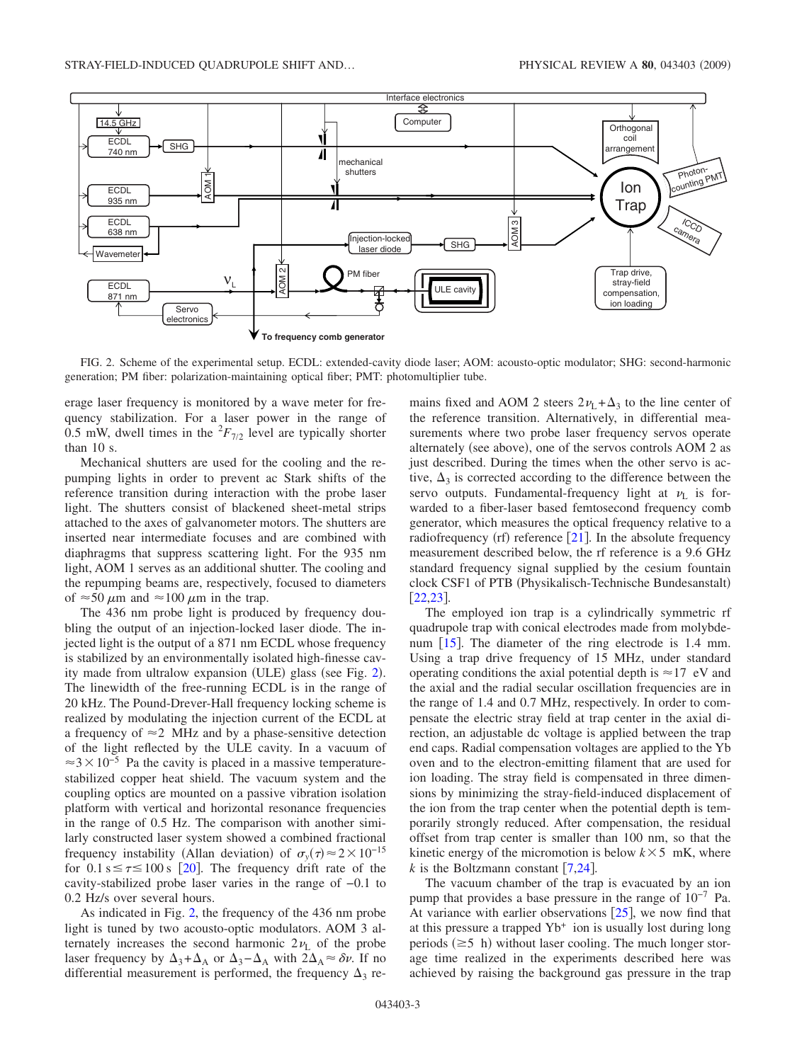FIG. 2. Scheme of the experimental setup. ECDL: extended-cavity diode laser; AOM: acousto-optic modulator; SHG: second-harmonic generation; PM fiber: polarization-maintaining optical fiber; PMT: photomultiplier tube.

erage laser frequency is monitored by a wave meter for frequency stabilization. For a laser power in the range of 0.5 mW, dwell times in the $^2F_{7/2}$ level are typically shorter than 10 s.

Mechanical shutters are used for the cooling and the repumping lights in order to prevent ac Stark shifts of the reference transition during interaction with the probe laser light. The shutters consist of blackened sheet-metal strips attached to the axes of galvanometer motors. The shutters are inserted near intermediate focuses and are combined with diaphragms that suppress scattering light. For the 935 nm light, AOM 1 serves as an additional shutter. The cooling and the repumping beams are, respectively, focused to diameters of $\approx 50\ \mu$m and $\approx 100\ \mu$m in the trap.

The 436 nm probe light is produced by frequency doubling the output of an injection-locked laser diode. The injected light is the output of a 871 nm ECDL whose frequency is stabilized by an environmentally isolated high-finesse cavity made from ultralow expansion (ULE) glass (see Fig. 2). The linewidth of the free-running ECDL is in the range of 20 kHz. The Pound-Drever-Hall frequency locking scheme is realized by modulating the injection current of the ECDL at a frequency of $\approx 2$ MHz and by a phase-sensitive detection of the light reflected by the ULE cavity. In a vacuum of $\approx 3 \times 10^{-5}$ Pa the cavity is placed in a massive temperature-stabilized copper heat shield. The vacuum system and the coupling optics are mounted on a passive vibration isolation platform with vertical and horizontal resonance frequencies in the range of 0.5 Hz. The comparison with another similarly constructed laser system showed a combined fractional frequency instability (Allan deviation) of $\sigma_y(\tau) \approx 2 \times 10^{-15}$ for $0.1\ \text{s} \le \tau \le 100\ \text{s}$ [20]. The frequency drift rate of the cavity-stabilized probe laser varies in the range of $-0.1$ to 0.2 Hz/s over several hours.

As indicated in Fig. 2, the frequency of the 436 nm probe light is tuned by two acousto-optic modulators. AOM 3 alternately increases the second harmonic $2\nu_L$ of the probe laser frequency by $\Delta_3 + \Delta_A$ or $\Delta_3 - \Delta_A$ with $2\Delta_A \approx \delta\nu$. If no differential measurement is performed, the frequency $\Delta_3$ remains fixed and AOM 2 steers $2\nu_L + \Delta_3$ to the line center of the reference transition. Alternatively, in differential measurements where two probe laser frequency servos operate alternately (see above), one of the servos controls AOM 2 as just described. During the times when the other servo is active, $\Delta_3$ is corrected according to the difference between the servo outputs. Fundamental-frequency light at $\nu_L$ is forwarded to a fiber-laser based femtosecond frequency comb generator, which measures the optical frequency relative to a radiofrequency (rf) reference [21]. In the absolute frequency measurement described below, the rf reference is a 9.6 GHz standard frequency signal supplied by the cesium fountain clock CSF1 of PTB (Physikalisch-Technische Bundesanstalt) [22,23].

The employed ion trap is a cylindrically symmetric rf quadrupole trap with conical electrodes made from molybdenum [15]. The diameter of the ring electrode is 1.4 mm. Using a trap drive frequency of 15 MHz, under standard operating conditions the axial potential depth is $\approx 17$ eV and the axial and the radial secular oscillation frequencies are in the range of 1.4 and 0.7 MHz, respectively. In order to compensate the electric stray field at trap center in the axial direction, an adjustable dc voltage is applied between the trap end caps. Radial compensation voltages are applied to the Yb oven and to the electron-emitting filament that are used for ion loading. The stray field is compensated in three dimensions by minimizing the stray-field-induced displacement of the ion from the trap center when the potential depth is temporarily strongly reduced. After compensation, the residual offset from trap center is smaller than 100 nm, so that the kinetic energy of the micromotion is below $k \times 5$ mK, where $k$ is the Boltzmann constant [7,24].

The vacuum chamber of the trap is evacuated by an ion pump that provides a base pressure in the range of $10^{-7}$ Pa. At variance with earlier observations [25], we now find that at this pressure a trapped $Yb^+$ ion is usually lost during long periods ($\gtrsim 5$ h) without laser cooling. The much longer storage time realized in the experiments described here was achieved by raising the background gas pressure in the trap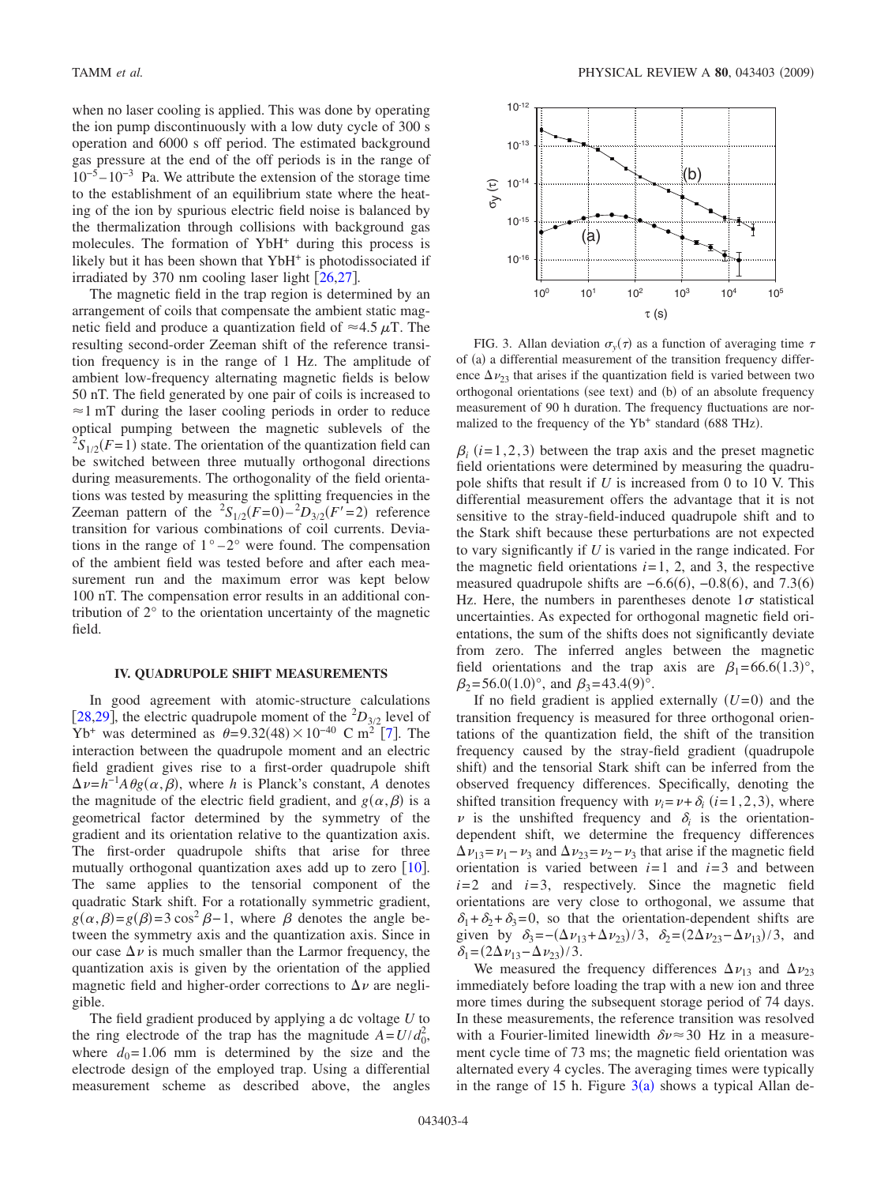when no laser cooling is applied. This was done by operating the ion pump discontinuously with a low duty cycle of 300 s operation and 6000 s off period. The estimated background gas pressure at the end of the off periods is in the range of $10^{-5}$–$10^{-3}$ Pa. We attribute the extension of the storage time to the establishment of an equilibrium state where the heating of the ion by spurious electric field noise is balanced by the thermalization through collisions with background gas molecules. The formation of $YbH^+$ during this process is likely but it has been shown that $YbH^+$ is photodissociated if irradiated by 370 nm cooling laser light [26,27].

The magnetic field in the trap region is determined by an arrangement of coils that compensate the ambient static magnetic field and produce a quantization field of $\approx 4.5\ \mu$T. The resulting second-order Zeeman shift of the reference transition frequency is in the range of 1 Hz. The amplitude of ambient low-frequency alternating magnetic fields is below 50 nT. The field generated by one pair of coils is increased to $\approx 1$ mT during the laser cooling periods in order to reduce optical pumping between the magnetic sublevels of the $^2S_{1/2}(F=1)$ state. The orientation of the quantization field can be switched between three mutually orthogonal directions during measurements. The orthogonality of the field orientations was tested by measuring the splitting frequencies in the Zeeman pattern of the $^2S_{1/2}(F=0)-{}^2D_{3/2}(F'=2)$ reference transition for various combinations of coil currents. Deviations in the range of $1°-2°$ were found. The compensation of the ambient field was tested before and after each measurement run and the maximum error was kept below 100 nT. The compensation error results in an additional contribution of 2° to the orientation uncertainty of the magnetic field.

## IV. QUADRUPOLE SHIFT MEASUREMENTS

In good agreement with atomic-structure calculations [28,29], the electric quadrupole moment of the $^2D_{3/2}$ level of $Yb^+$ was determined as $\theta = 9.32(48) \times 10^{-40}$ C m$^2$ [7]. The interaction between the quadrupole moment and an electric field gradient gives rise to a first-order quadrupole shift $\Delta\nu = h^{-1} A \theta g(\alpha,\beta)$, where $h$ is Planck's constant, $A$ denotes the magnitude of the electric field gradient, and $g(\alpha,\beta)$ is a geometrical factor determined by the symmetry of the gradient and its orientation relative to the quantization axis. The first-order quadrupole shifts that arise for three mutually orthogonal quantization axes add up to zero [10]. The same applies to the tensorial component of the quadratic Stark shift. For a rotationally symmetric gradient, $g(\alpha,\beta) = g(\beta) = 3\cos^2\beta - 1$, where $\beta$ denotes the angle between the symmetry axis and the quantization axis. Since in our case $\Delta\nu$ is much smaller than the Larmor frequency, the quantization axis is given by the orientation of the applied magnetic field and higher-order corrections to $\Delta\nu$ are negligible.

The field gradient produced by applying a dc voltage $U$ to the ring electrode of the trap has the magnitude $A = U/d_0^2$, where $d_0 = 1.06$ mm is determined by the size and the electrode design of the employed trap. Using a differential measurement scheme as described above, the angles $\beta_i$ $(i=1,2,3)$ between the trap axis and the preset magnetic field orientations were determined by measuring the quadrupole shifts that result if $U$ is increased from 0 to 10 V. This differential measurement offers the advantage that it is not sensitive to the stray-field-induced quadrupole shift and to the Stark shift because these perturbations are not expected to vary significantly if $U$ is varied in the range indicated. For the magnetic field orientations $i=1$, 2, and 3, the respective measured quadrupole shifts are $-6.6(6)$, $-0.8(6)$, and $7.3(6)$ Hz. Here, the numbers in parentheses denote $1\sigma$ statistical uncertainties. As expected for orthogonal magnetic field orientations, the sum of the shifts does not significantly deviate from zero. The inferred angles between the magnetic field orientations and the trap axis are $\beta_1 = 66.6(1.3)°$, $\beta_2 = 56.0(1.0)°$, and $\beta_3 = 43.4(9)°$.

If no field gradient is applied externally $(U=0)$ and the transition frequency is measured for three orthogonal orientations of the quantization field, the shift of the transition frequency caused by the stray-field gradient (quadrupole shift) and the tensorial Stark shift can be inferred from the observed frequency differences. Specifically, denoting the shifted transition frequency with $\nu_i = \nu + \delta_i$ $(i=1,2,3)$, where $\nu$ is the unshifted frequency and $\delta_i$ is the orientation-dependent shift, we determine the frequency differences $\Delta\nu_{13} = \nu_1 - \nu_3$ and $\Delta\nu_{23} = \nu_2 - \nu_3$ that arise if the magnetic field orientation is varied between $i=1$ and $i=3$ and between $i=2$ and $i=3$, respectively. Since the magnetic field orientations are very close to orthogonal, we assume that $\delta_1 + \delta_2 + \delta_3 = 0$, so that the orientation-dependent shifts are given by $\delta_3 = -(\Delta\nu_{13} + \Delta\nu_{23})/3$, $\delta_2 = (2\Delta\nu_{23} - \Delta\nu_{13})/3$, and $\delta_1 = (2\Delta\nu_{13} - \Delta\nu_{23})/3$.

We measured the frequency differences $\Delta\nu_{13}$ and $\Delta\nu_{23}$ immediately before loading the trap with a new ion and three more times during the subsequent storage period of 74 days. In these measurements, the reference transition was resolved with a Fourier-limited linewidth $\delta\nu \approx 30$ Hz in a measurement cycle time of 73 ms; the magnetic field orientation was alternated every 4 cycles. The averaging times were typically in the range of 15 h. Figure 3(a) shows a typical Allan de-

FIG. 3. Allan deviation $\sigma_y(\tau)$ as a function of averaging time $\tau$ of (a) a differential measurement of the transition frequency difference $\Delta\nu_{23}$ that arises if the quantization field is varied between two orthogonal orientations (see text) and (b) of an absolute frequency measurement of 90 h duration. The frequency fluctuations are normalized to the frequency of the $Yb^+$ standard (688 THz).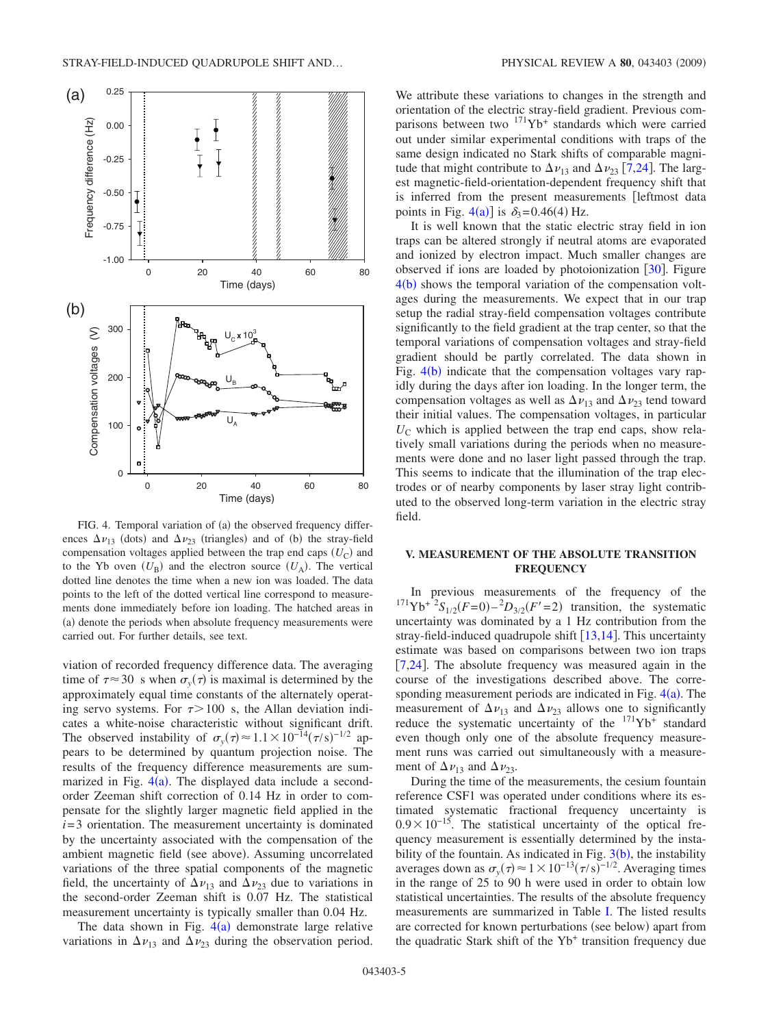FIG. 4. Temporal variation of (a) the observed frequency differences $\Delta\nu_{13}$ (dots) and $\Delta\nu_{23}$ (triangles) and of (b) the stray-field compensation voltages applied between the trap end caps ($U_C$) and to the Yb oven ($U_B$) and the electron source ($U_A$). The vertical dotted line denotes the time when a new ion was loaded. The data points to the left of the dotted vertical line correspond to measurements done immediately before ion loading. The hatched areas in (a) denote the periods when absolute frequency measurements were carried out. For further details, see text.

viation of recorded frequency difference data. The averaging time of $\tau \approx 30$ s when $\sigma_y(\tau)$ is maximal is determined by the approximately equal time constants of the alternately operating servo systems. For $\tau > 100$ s, the Allan deviation indicates a white-noise characteristic without significant drift. The observed instability of $\sigma_y(\tau) \approx 1.1 \times 10^{-14}(\tau/\mathrm{s})^{-1/2}$ appears to be determined by quantum projection noise. The results of the frequency difference measurements are summarized in Fig. 4(a). The displayed data include a second-order Zeeman shift correction of 0.14 Hz in order to compensate for the slightly larger magnetic field applied in the $i=3$ orientation. The measurement uncertainty is dominated by the uncertainty associated with the compensation of the ambient magnetic field (see above). Assuming uncorrelated variations of the three spatial components of the magnetic field, the uncertainty of $\Delta\nu_{13}$ and $\Delta\nu_{23}$ due to variations in the second-order Zeeman shift is 0.07 Hz. The statistical measurement uncertainty is typically smaller than 0.04 Hz.

The data shown in Fig. 4(a) demonstrate large relative variations in $\Delta\nu_{13}$ and $\Delta\nu_{23}$ during the observation period. We attribute these variations to changes in the strength and orientation of the electric stray-field gradient. Previous comparisons between two $^{171}\mathrm{Yb}^+$ standards which were carried out under similar experimental conditions with traps of the same design indicated no Stark shifts of comparable magnitude that might contribute to $\Delta\nu_{13}$ and $\Delta\nu_{23}$ [7,24]. The largest magnetic-field-orientation-dependent frequency shift that is inferred from the present measurements [leftmost data points in Fig. 4(a)] is $\delta_3 = 0.46(4)$ Hz.

It is well known that the static electric stray field in ion traps can be altered strongly if neutral atoms are evaporated and ionized by electron impact. Much smaller changes are observed if ions are loaded by photoionization [30]. Figure 4(b) shows the temporal variation of the compensation voltages during the measurements. We expect that in our trap setup the radial stray-field compensation voltages contribute significantly to the field gradient at the trap center, so that the temporal variations of compensation voltages and stray-field gradient should be partly correlated. The data shown in Fig. 4(b) indicate that the compensation voltages vary rapidly during the days after ion loading. In the longer term, the compensation voltages as well as $\Delta\nu_{13}$ and $\Delta\nu_{23}$ tend toward their initial values. The compensation voltages, in particular $U_C$ which is applied between the trap end caps, show relatively small variations during the periods when no measurements were done and no laser light passed through the trap. This seems to indicate that the illumination of the trap electrodes or of nearby components by laser stray light contributed to the observed long-term variation in the electric stray field.

## V. MEASUREMENT OF THE ABSOLUTE TRANSITION FREQUENCY

In previous measurements of the frequency of the $^{171}\mathrm{Yb}^+\ ^2S_{1/2}(F=0)-^2D_{3/2}(F'=2)$ transition, the systematic uncertainty was dominated by a 1 Hz contribution from the stray-field-induced quadrupole shift [13,14]. This uncertainty estimate was based on comparisons between two ion traps [7,24]. The absolute frequency was measured again in the course of the investigations described above. The corresponding measurement periods are indicated in Fig. 4(a). The measurement of $\Delta\nu_{13}$ and $\Delta\nu_{23}$ allows one to significantly reduce the systematic uncertainty of the $^{171}\mathrm{Yb}^+$ standard even though only one of the absolute frequency measurement runs was carried out simultaneously with a measurement of $\Delta\nu_{13}$ and $\Delta\nu_{23}$.

During the time of the measurements, the cesium fountain reference CSF1 was operated under conditions where its estimated systematic fractional frequency uncertainty is $0.9 \times 10^{-15}$. The statistical uncertainty of the optical frequency measurement is essentially determined by the instability of the fountain. As indicated in Fig. 3(b), the instability averages down as $\sigma_y(\tau) \approx 1 \times 10^{-13}(\tau/\mathrm{s})^{-1/2}$. Averaging times in the range of 25 to 90 h were used in order to obtain low statistical uncertainties. The results of the absolute frequency measurements are summarized in Table I. The listed results are corrected for known perturbations (see below) apart from the quadratic Stark shift of the $\mathrm{Yb}^+$ transition frequency due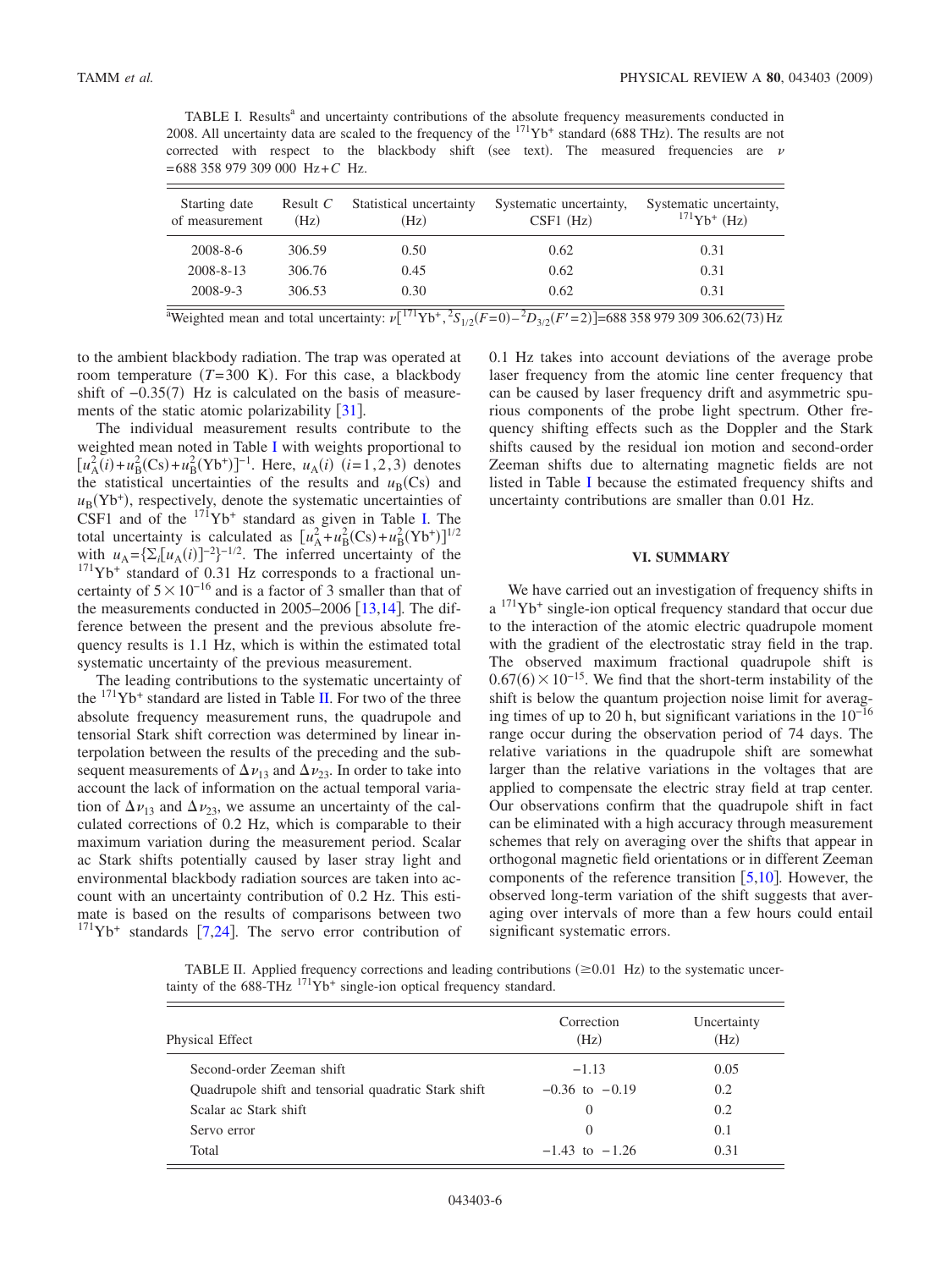TABLE I. Results[a] and uncertainty contributions of the absolute frequency measurements conducted in 2008. All uncertainty data are scaled to the frequency of the $^{171}Yb^+$ standard (688 THz). The results are not corrected with respect to the blackbody shift (see text). The measured frequencies are $\nu = 688\,358\,979\,309\,000\ \text{Hz} + C\ \text{Hz}$.

| Starting date of measurement | Result $C$ (Hz) | Statistical uncertainty (Hz) | Systematic uncertainty, CSF1 (Hz) | Systematic uncertainty, $^{171}Yb^+$ (Hz) |
|---|---|---|---|---|
| 2008-8-6 | 306.59 | 0.50 | 0.62 | 0.31 |
| 2008-8-13 | 306.76 | 0.45 | 0.62 | 0.31 |
| 2008-9-3 | 306.53 | 0.30 | 0.62 | 0.31 |

[a]Weighted mean and total uncertainty: $\nu[^{171}\text{Yb}^+, {}^2S_{1/2}(F=0)-{}^2D_{3/2}(F'=2)] = 688\,358\,979\,309\,306.62(73)\ \text{Hz}$

to the ambient blackbody radiation. The trap was operated at room temperature ($T=300$ K). For this case, a blackbody shift of $-0.35(7)$ Hz is calculated on the basis of measurements of the static atomic polarizability [31].

The individual measurement results contribute to the weighted mean noted in Table I with weights proportional to $[u_A^2(i)+u_B^2(\text{Cs})+u_B^2(\text{Yb}^+)]^{-1}$. Here, $u_A(i)$ $(i=1,2,3)$ denotes the statistical uncertainties of the results and $u_B(\text{Cs})$ and $u_B(\text{Yb}^+)$, respectively, denote the systematic uncertainties of CSF1 and of the $^{171}Yb^+$ standard as given in Table I. The total uncertainty is calculated as $[u_A^2+u_B^2(\text{Cs})+u_B^2(\text{Yb}^+)]^{1/2}$ with $u_A=\{\Sigma_i[u_A(i)]^{-2}\}^{-1/2}$. The inferred uncertainty of the $^{171}Yb^+$ standard of 0.31 Hz corresponds to a fractional uncertainty of $5\times10^{-16}$ and is a factor of 3 smaller than that of the measurements conducted in 2005–2006 [13,14]. The difference between the present and the previous absolute frequency results is 1.1 Hz, which is within the estimated total systematic uncertainty of the previous measurement.

The leading contributions to the systematic uncertainty of the $^{171}Yb^+$ standard are listed in Table II. For two of the three absolute frequency measurement runs, the quadrupole and tensorial Stark shift correction was determined by linear interpolation between the results of the preceding and the subsequent measurements of $\Delta\nu_{13}$ and $\Delta\nu_{23}$. In order to take into account the lack of information on the actual temporal variation of $\Delta\nu_{13}$ and $\Delta\nu_{23}$, we assume an uncertainty of the calculated corrections of 0.2 Hz, which is comparable to their maximum variation during the measurement period. Scalar ac Stark shifts potentially caused by laser stray light and environmental blackbody radiation sources are taken into account with an uncertainty contribution of 0.2 Hz. This estimate is based on the results of comparisons between two $^{171}Yb^+$ standards [7,24]. The servo error contribution of 0.1 Hz takes into account deviations of the average probe laser frequency from the atomic line center frequency that can be caused by laser frequency drift and asymmetric spurious components of the probe light spectrum. Other frequency shifting effects such as the Doppler and the Stark shifts caused by the residual ion motion and second-order Zeeman shifts due to alternating magnetic fields are not listed in Table I because the estimated frequency shifts and uncertainty contributions are smaller than 0.01 Hz.

## VI. SUMMARY

We have carried out an investigation of frequency shifts in a $^{171}Yb^+$ single-ion optical frequency standard that occur due to the interaction of the atomic electric quadrupole moment with the gradient of the electrostatic stray field in the trap. The observed maximum fractional quadrupole shift is $0.67(6)\times10^{-15}$. We find that the short-term instability of the shift is below the quantum projection noise limit for averaging times of up to 20 h, but significant variations in the $10^{-16}$ range occur during the observation period of 74 days. The relative variations in the quadrupole shift are somewhat larger than the relative variations in the voltages that are applied to compensate the electric stray field at trap center. Our observations confirm that the quadrupole shift in fact can be eliminated with a high accuracy through measurement schemes that rely on averaging over the shifts that appear in orthogonal magnetic field orientations or in different Zeeman components of the reference transition [5,10]. However, the observed long-term variation of the shift suggests that averaging over intervals of more than a few hours could entail significant systematic errors.

TABLE II. Applied frequency corrections and leading contributions ($\geq 0.01$ Hz) to the systematic uncertainty of the 688-THz $^{171}Yb^+$ single-ion optical frequency standard.

| Physical Effect | Correction (Hz) | Uncertainty (Hz) |
|---|---|---|
| Second-order Zeeman shift | $-1.13$ | 0.05 |
| Quadrupole shift and tensorial quadratic Stark shift | $-0.36$ to $-0.19$ | 0.2 |
| Scalar ac Stark shift | 0 | 0.2 |
| Servo error | 0 | 0.1 |
| Total | $-1.43$ to $-1.26$ | 0.31 |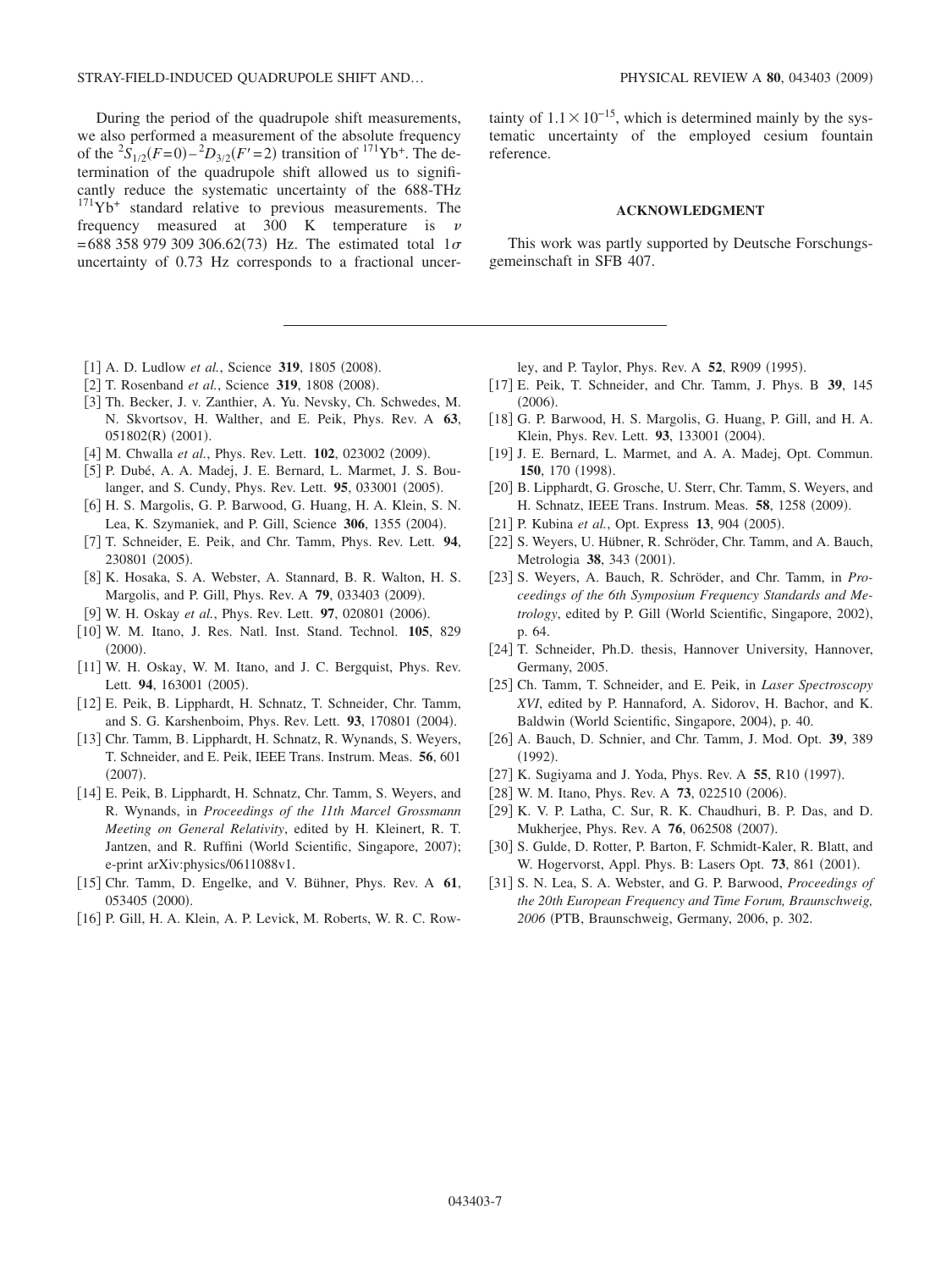During the period of the quadrupole shift measurements, we also performed a measurement of the absolute frequency of the ${}^2S_{1/2}(F=0)-{}^2D_{3/2}(F'=2)$ transition of ${}^{171}\mathrm{Yb}^+$. The determination of the quadrupole shift allowed us to significantly reduce the systematic uncertainty of the 688-THz ${}^{171}\mathrm{Yb}^+$ standard relative to previous measurements. The frequency measured at 300 K temperature is $\nu = 688\,358\,979\,309\,306.62(73)$ Hz. The estimated total $1\sigma$ uncertainty of 0.73 Hz corresponds to a fractional uncertainty of $1.1\times10^{-15}$, which is determined mainly by the systematic uncertainty of the employed cesium fountain reference.

## ACKNOWLEDGMENT

This work was partly supported by Deutsche Forschungsgemeinschaft in SFB 407.

---

[1] A. D. Ludlow *et al.*, Science **319**, 1805 (2008).

[2] T. Rosenband *et al.*, Science **319**, 1808 (2008).

[3] Th. Becker, J. v. Zanthier, A. Yu. Nevsky, Ch. Schwedes, M. N. Skvortsov, H. Walther, and E. Peik, Phys. Rev. A **63**, 051802(R) (2001).

[4] M. Chwalla *et al.*, Phys. Rev. Lett. **102**, 023002 (2009).

[5] P. Dubé, A. A. Madej, J. E. Bernard, L. Marmet, J. S. Boulanger, and S. Cundy, Phys. Rev. Lett. **95**, 033001 (2005).

[6] H. S. Margolis, G. P. Barwood, G. Huang, H. A. Klein, S. N. Lea, K. Szymaniek, and P. Gill, Science **306**, 1355 (2004).

[7] T. Schneider, E. Peik, and Chr. Tamm, Phys. Rev. Lett. **94**, 230801 (2005).

[8] K. Hosaka, S. A. Webster, A. Stannard, B. R. Walton, H. S. Margolis, and P. Gill, Phys. Rev. A **79**, 033403 (2009).

[9] W. H. Oskay *et al.*, Phys. Rev. Lett. **97**, 020801 (2006).

[10] W. M. Itano, J. Res. Natl. Inst. Stand. Technol. **105**, 829 (2000).

[11] W. H. Oskay, W. M. Itano, and J. C. Bergquist, Phys. Rev. Lett. **94**, 163001 (2005).

[12] E. Peik, B. Lipphardt, H. Schnatz, T. Schneider, Chr. Tamm, and S. G. Karshenboim, Phys. Rev. Lett. **93**, 170801 (2004).

[13] Chr. Tamm, B. Lipphardt, H. Schnatz, R. Wynands, S. Weyers, T. Schneider, and E. Peik, IEEE Trans. Instrum. Meas. **56**, 601 (2007).

[14] E. Peik, B. Lipphardt, H. Schnatz, Chr. Tamm, S. Weyers, and R. Wynands, in *Proceedings of the 11th Marcel Grossmann Meeting on General Relativity*, edited by H. Kleinert, R. T. Jantzen, and R. Ruffini (World Scientific, Singapore, 2007); e-print arXiv:physics/0611088v1.

[15] Chr. Tamm, D. Engelke, and V. Bühner, Phys. Rev. A **61**, 053405 (2000).

[16] P. Gill, H. A. Klein, A. P. Levick, M. Roberts, W. R. C. Rowley, and P. Taylor, Phys. Rev. A **52**, R909 (1995).

[17] E. Peik, T. Schneider, and Chr. Tamm, J. Phys. B **39**, 145 (2006).

[18] G. P. Barwood, H. S. Margolis, G. Huang, P. Gill, and H. A. Klein, Phys. Rev. Lett. **93**, 133001 (2004).

[19] J. E. Bernard, L. Marmet, and A. A. Madej, Opt. Commun. **150**, 170 (1998).

[20] B. Lipphardt, G. Grosche, U. Sterr, Chr. Tamm, S. Weyers, and H. Schnatz, IEEE Trans. Instrum. Meas. **58**, 1258 (2009).

[21] P. Kubina *et al.*, Opt. Express **13**, 904 (2005).

[22] S. Weyers, U. Hübner, R. Schröder, Chr. Tamm, and A. Bauch, Metrologia **38**, 343 (2001).

[23] S. Weyers, A. Bauch, R. Schröder, and Chr. Tamm, in *Proceedings of the 6th Symposium Frequency Standards and Metrology*, edited by P. Gill (World Scientific, Singapore, 2002), p. 64.

[24] T. Schneider, Ph.D. thesis, Hannover University, Hannover, Germany, 2005.

[25] Ch. Tamm, T. Schneider, and E. Peik, in *Laser Spectroscopy XVI*, edited by P. Hannaford, A. Sidorov, H. Bachor, and K. Baldwin (World Scientific, Singapore, 2004), p. 40.

[26] A. Bauch, D. Schnier, and Chr. Tamm, J. Mod. Opt. **39**, 389 (1992).

[27] K. Sugiyama and J. Yoda, Phys. Rev. A **55**, R10 (1997).

[28] W. M. Itano, Phys. Rev. A **73**, 022510 (2006).

[29] K. V. P. Latha, C. Sur, R. K. Chaudhuri, B. P. Das, and D. Mukherjee, Phys. Rev. A **76**, 062508 (2007).

[30] S. Gulde, D. Rotter, P. Barton, F. Schmidt-Kaler, R. Blatt, and W. Hogervorst, Appl. Phys. B: Lasers Opt. **73**, 861 (2001).

[31] S. N. Lea, S. A. Webster, and G. P. Barwood, *Proceedings of the 20th European Frequency and Time Forum, Braunschweig, 2006* (PTB, Braunschweig, Germany, 2006, p. 302.